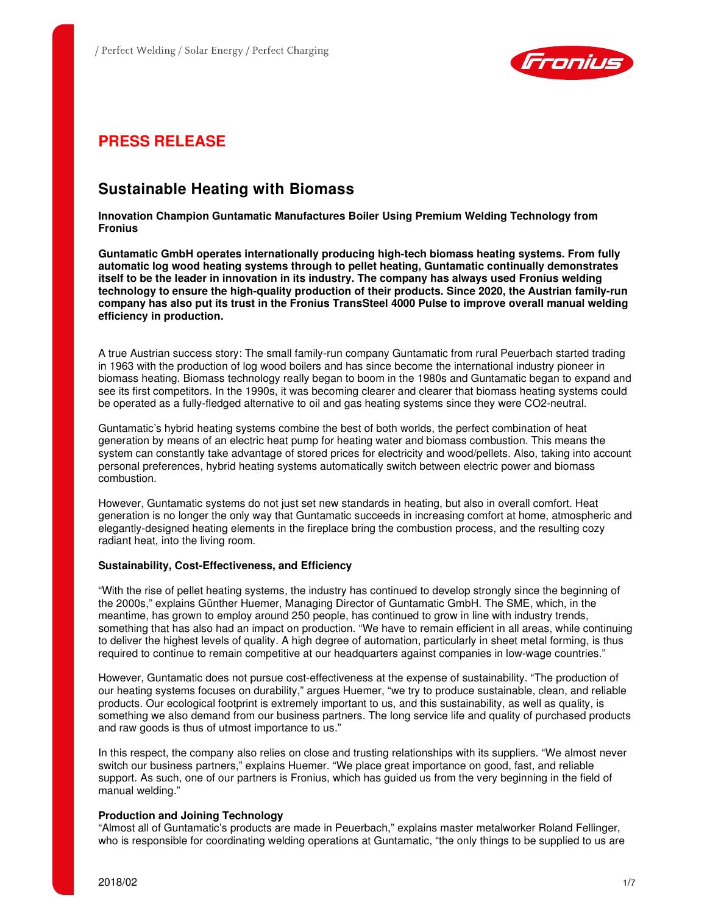# PRESS RELEASE

## Sustainable Heating with Biomass

**Innovation Champion Guntamatic Manufactures Boiler Using Premium Welding Technology from Fronius**

**Guntamatic GmbH operates internationally producing high-tech biomass heating systems. From fully automatic log wood heating systems through to pellet heating, Guntamatic continually demonstrates itself to be the leader in innovation in its industry. The company has always used Fronius welding technology to ensure the high-quality production of their products. Since 2020, the Austrian family-run company has also put its trust in the Fronius TransSteel 4000 Pulse to improve overall manual welding efficiency in production.**

A true Austrian success story: The small family-run company Guntamatic from rural Peuerbach started trading in 1963 with the production of log wood boilers and has since become the international industry pioneer in biomass heating. Biomass technology really began to boom in the 1980s and Guntamatic began to expand and see its first competitors. In the 1990s, it was becoming clearer and clearer that biomass heating systems could be operated as a fully-fledged alternative to oil and gas heating systems since they were CO2-neutral.

Guntamatic's hybrid heating systems combine the best of both worlds, the perfect combination of heat generation by means of an electric heat pump for heating water and biomass combustion. This means the system can constantly take advantage of stored prices for electricity and wood/pellets. Also, taking into account personal preferences, hybrid heating systems automatically switch between electric power and biomass combustion.

However, Guntamatic systems do not just set new standards in heating, but also in overall comfort. Heat generation is no longer the only way that Guntamatic succeeds in increasing comfort at home, atmospheric and elegantly-designed heating elements in the fireplace bring the combustion process, and the resulting cozy radiant heat, into the living room.

### Sustainability, Cost-Effectiveness, and Efficiency

"With the rise of pellet heating systems, the industry has continued to develop strongly since the beginning of the 2000s," explains Günther Huemer, Managing Director of Guntamatic GmbH. The SME, which, in the meantime, has grown to employ around 250 people, has continued to grow in line with industry trends, something that has also had an impact on production. "We have to remain efficient in all areas, while continuing to deliver the highest levels of quality. A high degree of automation, particularly in sheet metal forming, is thus required to continue to remain competitive at our headquarters against companies in low-wage countries."

However, Guntamatic does not pursue cost-effectiveness at the expense of sustainability. "The production of our heating systems focuses on durability," argues Huemer, "we try to produce sustainable, clean, and reliable products. Our ecological footprint is extremely important to us, and this sustainability, as well as quality, is something we also demand from our business partners. The long service life and quality of purchased products and raw goods is thus of utmost importance to us."

In this respect, the company also relies on close and trusting relationships with its suppliers. "We almost never switch our business partners," explains Huemer. "We place great importance on good, fast, and reliable support. As such, one of our partners is Fronius, which has guided us from the very beginning in the field of manual welding."

### Production and Joining Technology

"Almost all of Guntamatic's products are made in Peuerbach," explains master metalworker Roland Fellinger, who is responsible for coordinating welding operations at Guntamatic, "the only things to be supplied to us are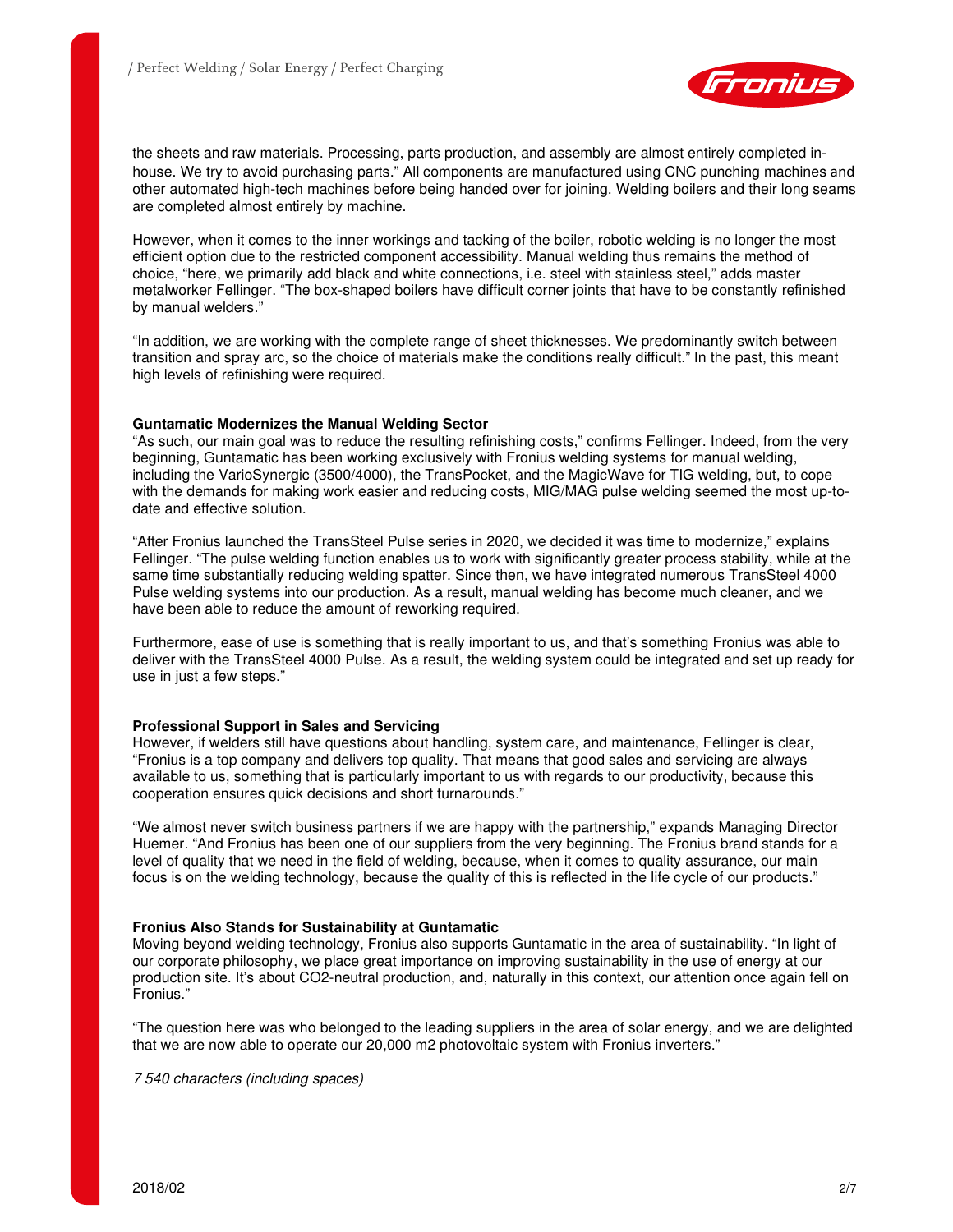the sheets and raw materials. Processing, parts production, and assembly are almost entirely completed in-house. We try to avoid purchasing parts." All components are manufactured using CNC punching machines and other automated high-tech machines before being handed over for joining. Welding boilers and their long seams are completed almost entirely by machine.

However, when it comes to the inner workings and tacking of the boiler, robotic welding is no longer the most efficient option due to the restricted component accessibility. Manual welding thus remains the method of choice, "here, we primarily add black and white connections, i.e. steel with stainless steel," adds master metalworker Fellinger. "The box-shaped boilers have difficult corner joints that have to be constantly refinished by manual welders."

"In addition, we are working with the complete range of sheet thicknesses. We predominantly switch between transition and spray arc, so the choice of materials make the conditions really difficult." In the past, this meant high levels of refinishing were required.

**Guntamatic Modernizes the Manual Welding Sector**

"As such, our main goal was to reduce the resulting refinishing costs," confirms Fellinger. Indeed, from the very beginning, Guntamatic has been working exclusively with Fronius welding systems for manual welding, including the VarioSynergic (3500/4000), the TransPocket, and the MagicWave for TIG welding, but, to cope with the demands for making work easier and reducing costs, MIG/MAG pulse welding seemed the most up-to-date and effective solution.

"After Fronius launched the TransSteel Pulse series in 2020, we decided it was time to modernize," explains Fellinger. "The pulse welding function enables us to work with significantly greater process stability, while at the same time substantially reducing welding spatter. Since then, we have integrated numerous TransSteel 4000 Pulse welding systems into our production. As a result, manual welding has become much cleaner, and we have been able to reduce the amount of reworking required.

Furthermore, ease of use is something that is really important to us, and that's something Fronius was able to deliver with the TransSteel 4000 Pulse. As a result, the welding system could be integrated and set up ready for use in just a few steps."

**Professional Support in Sales and Servicing**

However, if welders still have questions about handling, system care, and maintenance, Fellinger is clear, "Fronius is a top company and delivers top quality. That means that good sales and servicing are always available to us, something that is particularly important to us with regards to our productivity, because this cooperation ensures quick decisions and short turnarounds."

"We almost never switch business partners if we are happy with the partnership," expands Managing Director Huemer. "And Fronius has been one of our suppliers from the very beginning. The Fronius brand stands for a level of quality that we need in the field of welding, because, when it comes to quality assurance, our main focus is on the welding technology, because the quality of this is reflected in the life cycle of our products."

**Fronius Also Stands for Sustainability at Guntamatic**

Moving beyond welding technology, Fronius also supports Guntamatic in the area of sustainability. "In light of our corporate philosophy, we place great importance on improving sustainability in the use of energy at our production site. It's about CO2-neutral production, and, naturally in this context, our attention once again fell on Fronius."

"The question here was who belonged to the leading suppliers in the area of solar energy, and we are delighted that we are now able to operate our 20,000 m2 photovoltaic system with Fronius inverters."

*7 540 characters (including spaces)*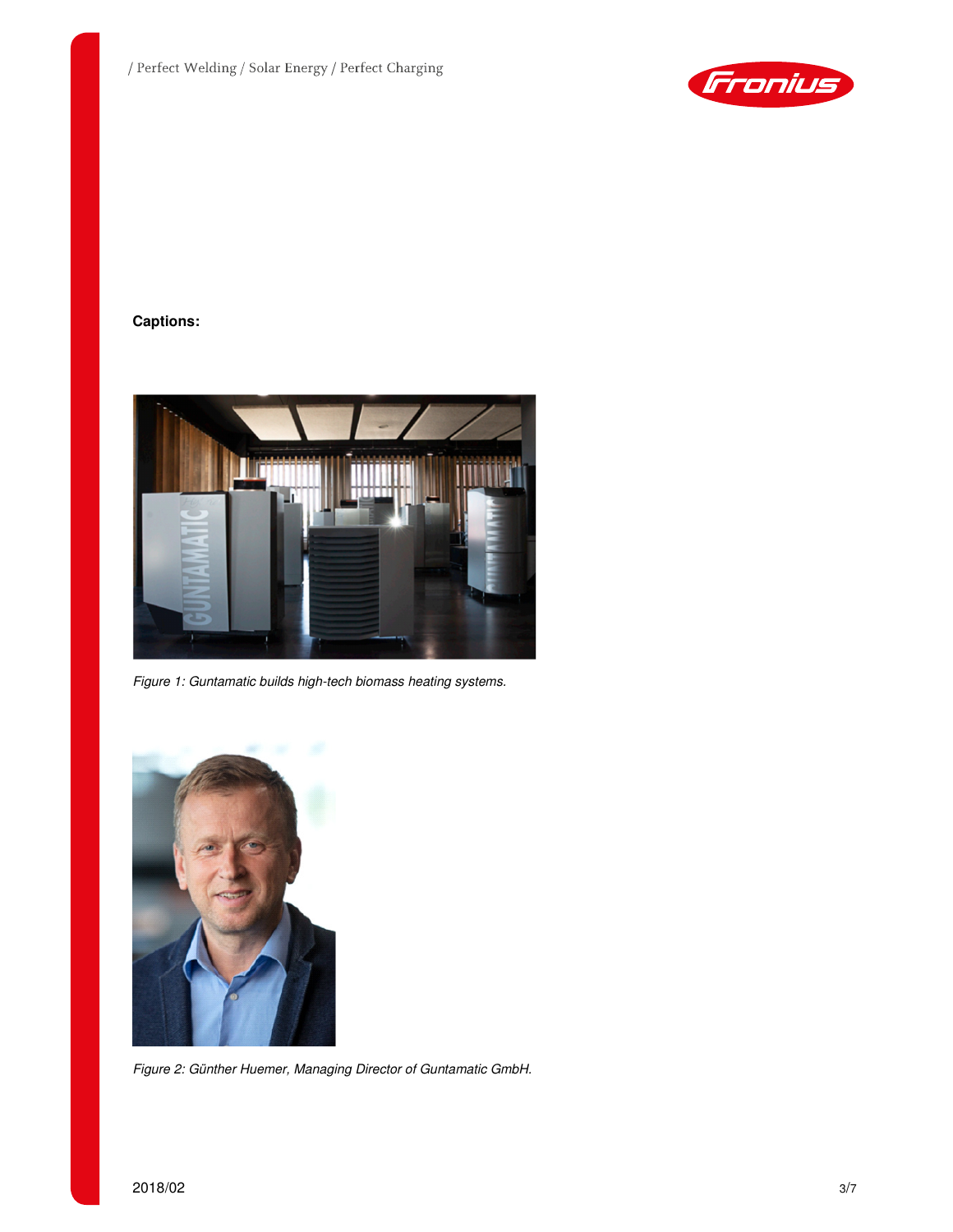**Captions:**

*Figure 1: Guntamatic builds high-tech biomass heating systems.*

*Figure 2: Günther Huemer, Managing Director of Guntamatic GmbH.*

2018/02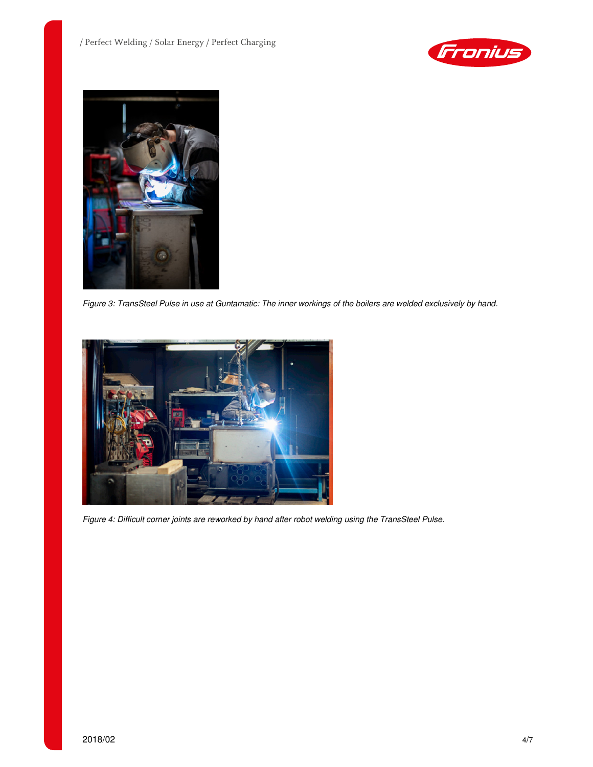*Figure 3: TransSteel Pulse in use at Guntamatic: The inner workings of the boilers are welded exclusively by hand.*

*Figure 4: Difficult corner joints are reworked by hand after robot welding using the TransSteel Pulse.*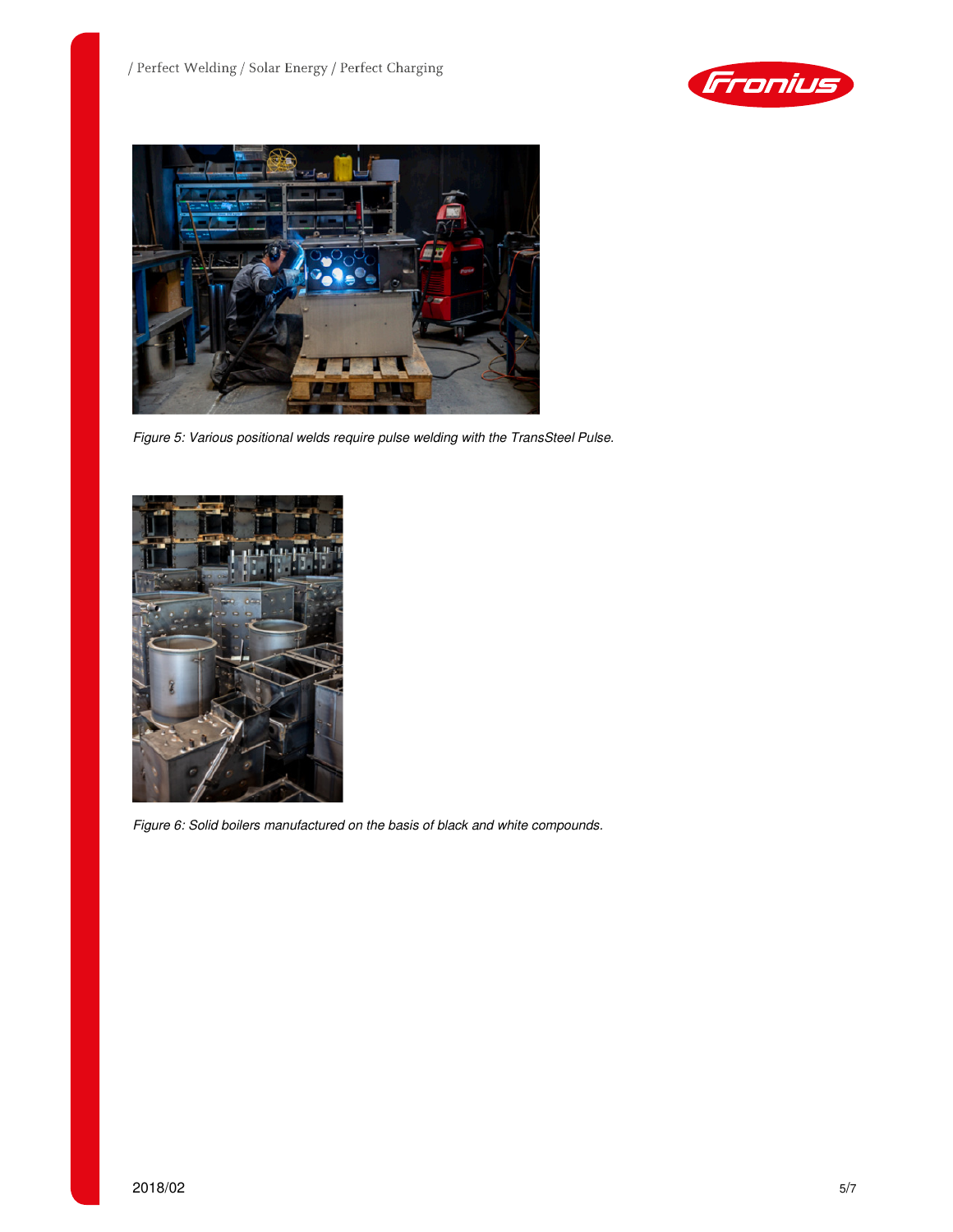*Figure 5: Various positional welds require pulse welding with the TransSteel Pulse.*

*Figure 6: Solid boilers manufactured on the basis of black and white compounds.*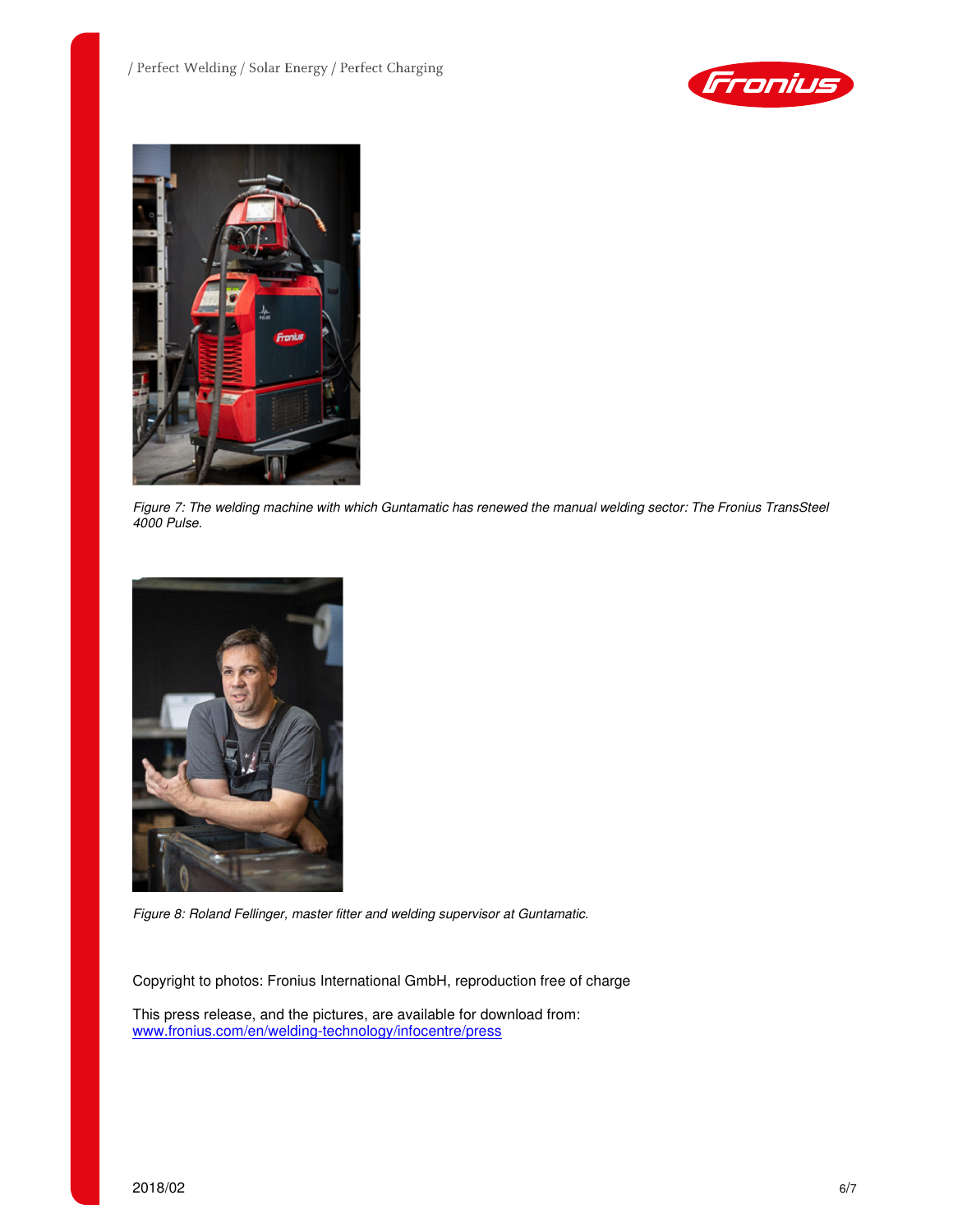*Figure 7: The welding machine with which Guntamatic has renewed the manual welding sector: The Fronius TransSteel 4000 Pulse.*

*Figure 8: Roland Fellinger, master fitter and welding supervisor at Guntamatic.*

Copyright to photos: Fronius International GmbH, reproduction free of charge

This press release, and the pictures, are available for download from:
www.fronius.com/en/welding-technology/infocentre/press

2018/02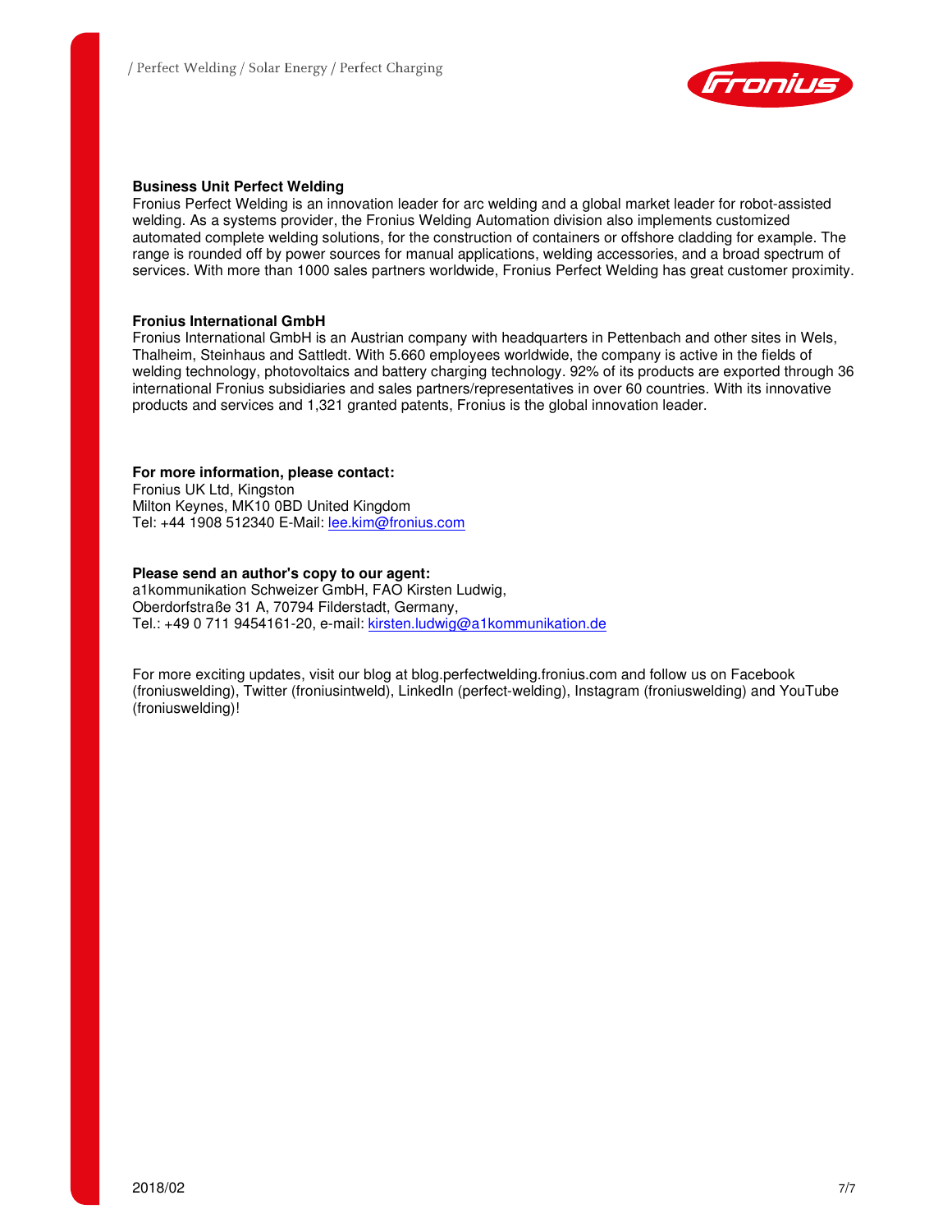**Business Unit Perfect Welding**
Fronius Perfect Welding is an innovation leader for arc welding and a global market leader for robot-assisted welding. As a systems provider, the Fronius Welding Automation division also implements customized automated complete welding solutions, for the construction of containers or offshore cladding for example. The range is rounded off by power sources for manual applications, welding accessories, and a broad spectrum of services. With more than 1000 sales partners worldwide, Fronius Perfect Welding has great customer proximity.

**Fronius International GmbH**
Fronius International GmbH is an Austrian company with headquarters in Pettenbach and other sites in Wels, Thalheim, Steinhaus and Sattledt. With 5.660 employees worldwide, the company is active in the fields of welding technology, photovoltaics and battery charging technology. 92% of its products are exported through 36 international Fronius subsidiaries and sales partners/representatives in over 60 countries. With its innovative products and services and 1,321 granted patents, Fronius is the global innovation leader.

**For more information, please contact:**
Fronius UK Ltd, Kingston
Milton Keynes, MK10 0BD United Kingdom
Tel: +44 1908 512340 E-Mail: lee.kim@fronius.com

**Please send an author's copy to our agent:**
a1kommunikation Schweizer GmbH, FAO Kirsten Ludwig,
Oberdorfstraße 31 A, 70794 Filderstadt, Germany,
Tel.: +49 0 711 9454161-20, e-mail: kirsten.ludwig@a1kommunikation.de

For more exciting updates, visit our blog at blog.perfectwelding.fronius.com and follow us on Facebook (froniuswelding), Twitter (froniusintweld), LinkedIn (perfect-welding), Instagram (froniuswelding) and YouTube (froniuswelding)!

2018/02